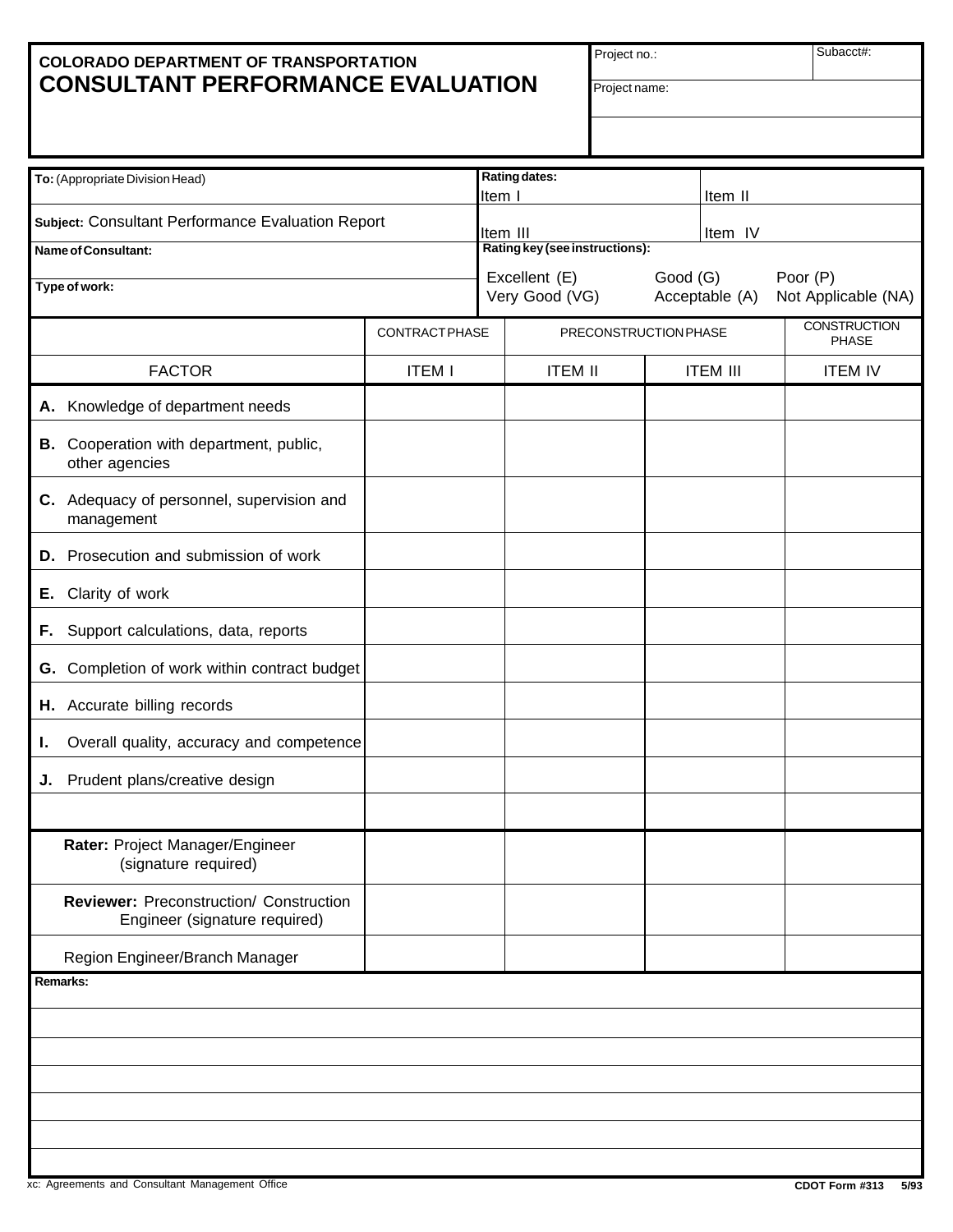**COLORADO DEPARTMENT OF TRANSPORTATION**
# CONSULTANT PERFORMANCE EVALUATION

| Project no.: | Subacct#: |
|---|---|
| Project name: | |
| | |

| | |
|---|---|
| **To:** (Appropriate Division Head) | **Rating dates:** Item I &nbsp;&nbsp;&nbsp; Item II |
| **Subject:** Consultant Performance Evaluation Report | Item III &nbsp;&nbsp;&nbsp; Item IV |
| **Name of Consultant:** | **Rating key (see instructions):** |
| **Type of work:** | Excellent (E) &nbsp; Good (G) &nbsp; Poor (P) <br> Very Good (VG) &nbsp; Acceptable (A) &nbsp; Not Applicable (NA) |

| | CONTRACT PHASE | PRECONSTRUCTION PHASE | | CONSTRUCTION PHASE |
|---|---|---|---|---|
| FACTOR | ITEM I | ITEM II | ITEM III | ITEM IV |
| **A.** Knowledge of department needs | | | | |
| **B.** Cooperation with department, public, other agencies | | | | |
| **C.** Adequacy of personnel, supervision and management | | | | |
| **D.** Prosecution and submission of work | | | | |
| **E.** Clarity of work | | | | |
| **F.** Support calculations, data, reports | | | | |
| **G.** Completion of work within contract budget | | | | |
| **H.** Accurate billing records | | | | |
| **I.** Overall quality, accuracy and competence | | | | |
| **J.** Prudent plans/creative design | | | | |
| | | | | |
| **Rater:** Project Manager/Engineer (signature required) | | | | |
| **Reviewer:** Preconstruction/ Construction Engineer (signature required) | | | | |
| Region Engineer/Branch Manager | | | | |

**Remarks:**

xc: Agreements and Consultant Management Office

**CDOT Form #313 5/93**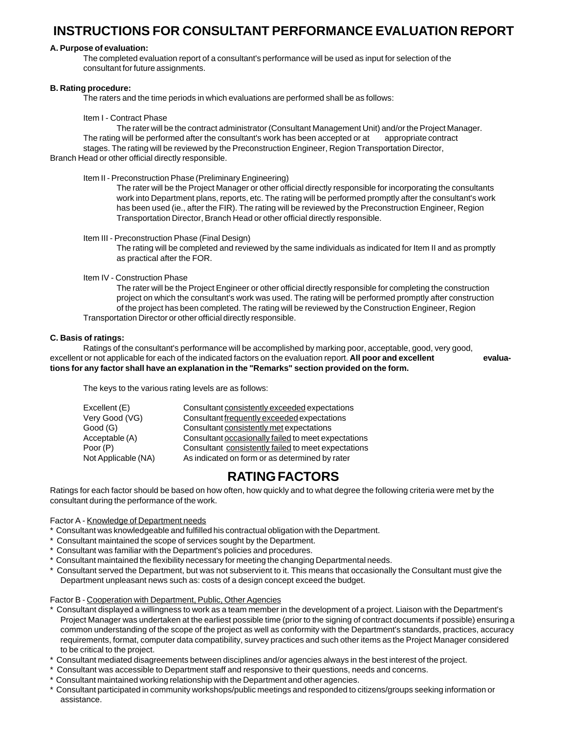# INSTRUCTIONS FOR CONSULTANT PERFORMANCE EVALUATION REPORT

**A. Purpose of evaluation:**

The completed evaluation report of a consultant's performance will be used as input for selection of the consultant for future assignments.

**B. Rating procedure:**

The raters and the time periods in which evaluations are performed shall be as follows:

Item I - Contract Phase

The rater will be the contract administrator (Consultant Management Unit) and/or the Project Manager. The rating will be performed after the consultant's work has been accepted or at appropriate contract stages. The rating will be reviewed by the Preconstruction Engineer, Region Transportation Director, Branch Head or other official directly responsible.

Item II - Preconstruction Phase (Preliminary Engineering)

The rater will be the Project Manager or other official directly responsible for incorporating the consultants work into Department plans, reports, etc. The rating will be performed promptly after the consultant's work has been used (ie., after the FIR). The rating will be reviewed by the Preconstruction Engineer, Region Transportation Director, Branch Head or other official directly responsible.

Item III - Preconstruction Phase (Final Design)

The rating will be completed and reviewed by the same individuals as indicated for Item II and as promptly as practical after the FOR.

Item IV - Construction Phase

The rater will be the Project Engineer or other official directly responsible for completing the construction project on which the consultant's work was used. The rating will be performed promptly after construction of the project has been completed. The rating will be reviewed by the Construction Engineer, Region Transportation Director or other official directly responsible.

**C. Basis of ratings:**

Ratings of the consultant's performance will be accomplished by marking poor, acceptable, good, very good, excellent or not applicable for each of the indicated factors on the evaluation report. **All poor and excellent evaluations for any factor shall have an explanation in the "Remarks" section provided on the form.**

The keys to the various rating levels are as follows:

| | |
|---|---|
| Excellent (E) | Consultant consistently exceeded expectations |
| Very Good (VG) | Consultant frequently exceeded expectations |
| Good (G) | Consultant consistently met expectations |
| Acceptable (A) | Consultant occasionally failed to meet expectations |
| Poor (P) | Consultant consistently failed to meet expectations |
| Not Applicable (NA) | As indicated on form or as determined by rater |

# RATING FACTORS

Ratings for each factor should be based on how often, how quickly and to what degree the following criteria were met by the consultant during the performance of the work.

Factor A - Knowledge of Department needs

* Consultant was knowledgeable and fulfilled his contractual obligation with the Department.
* Consultant maintained the scope of services sought by the Department.
* Consultant was familiar with the Department's policies and procedures.
* Consultant maintained the flexibility necessary for meeting the changing Departmental needs.
* Consultant served the Department, but was not subservient to it. This means that occasionally the Consultant must give the Department unpleasant news such as: costs of a design concept exceed the budget.

Factor B - Cooperation with Department, Public, Other Agencies

* Consultant displayed a willingness to work as a team member in the development of a project. Liaison with the Department's Project Manager was undertaken at the earliest possible time (prior to the signing of contract documents if possible) ensuring a common understanding of the scope of the project as well as conformity with the Department's standards, practices, accuracy requirements, format, computer data compatibility, survey practices and such other items as the Project Manager considered to be critical to the project.
* Consultant mediated disagreements between disciplines and/or agencies always in the best interest of the project.
* Consultant was accessible to Department staff and responsive to their questions, needs and concerns.
* Consultant maintained working relationship with the Department and other agencies.
* Consultant participated in community workshops/public meetings and responded to citizens/groups seeking information or assistance.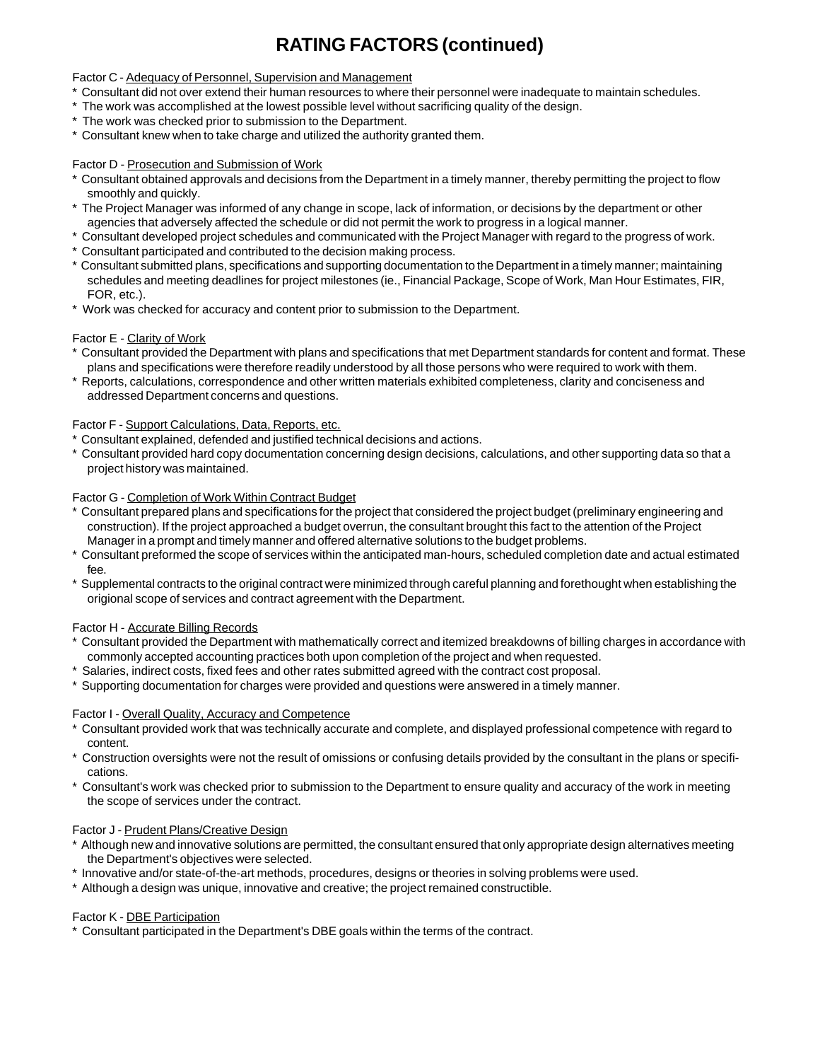# RATING FACTORS (continued)

Factor C - Adequacy of Personnel, Supervision and Management

* Consultant did not over extend their human resources to where their personnel were inadequate to maintain schedules.
* The work was accomplished at the lowest possible level without sacrificing quality of the design.
* The work was checked prior to submission to the Department.
* Consultant knew when to take charge and utilized the authority granted them.

Factor D - Prosecution and Submission of Work

* Consultant obtained approvals and decisions from the Department in a timely manner, thereby permitting the project to flow smoothly and quickly.
* The Project Manager was informed of any change in scope, lack of information, or decisions by the department or other agencies that adversely affected the schedule or did not permit the work to progress in a logical manner.
* Consultant developed project schedules and communicated with the Project Manager with regard to the progress of work.
* Consultant participated and contributed to the decision making process.
* Consultant submitted plans, specifications and supporting documentation to the Department in a timely manner; maintaining schedules and meeting deadlines for project milestones (ie., Financial Package, Scope of Work, Man Hour Estimates, FIR, FOR, etc.).
* Work was checked for accuracy and content prior to submission to the Department.

Factor E - Clarity of Work

* Consultant provided the Department with plans and specifications that met Department standards for content and format. These plans and specifications were therefore readily understood by all those persons who were required to work with them.
* Reports, calculations, correspondence and other written materials exhibited completeness, clarity and conciseness and addressed Department concerns and questions.

Factor F - Support Calculations, Data, Reports, etc.

* Consultant explained, defended and justified technical decisions and actions.
* Consultant provided hard copy documentation concerning design decisions, calculations, and other supporting data so that a project history was maintained.

Factor G - Completion of Work Within Contract Budget

* Consultant prepared plans and specifications for the project that considered the project budget (preliminary engineering and construction). If the project approached a budget overrun, the consultant brought this fact to the attention of the Project Manager in a prompt and timely manner and offered alternative solutions to the budget problems.
* Consultant preformed the scope of services within the anticipated man-hours, scheduled completion date and actual estimated fee.
* Supplemental contracts to the original contract were minimized through careful planning and forethought when establishing the origional scope of services and contract agreement with the Department.

Factor H - Accurate Billing Records

* Consultant provided the Department with mathematically correct and itemized breakdowns of billing charges in accordance with commonly accepted accounting practices both upon completion of the project and when requested.
* Salaries, indirect costs, fixed fees and other rates submitted agreed with the contract cost proposal.
* Supporting documentation for charges were provided and questions were answered in a timely manner.

Factor I - Overall Quality, Accuracy and Competence

* Consultant provided work that was technically accurate and complete, and displayed professional competence with regard to content.
* Construction oversights were not the result of omissions or confusing details provided by the consultant in the plans or specifications.
* Consultant's work was checked prior to submission to the Department to ensure quality and accuracy of the work in meeting the scope of services under the contract.

Factor J - Prudent Plans/Creative Design

* Although new and innovative solutions are permitted, the consultant ensured that only appropriate design alternatives meeting the Department's objectives were selected.
* Innovative and/or state-of-the-art methods, procedures, designs or theories in solving problems were used.
* Although a design was unique, innovative and creative; the project remained constructible.

Factor K - DBE Participation

* Consultant participated in the Department's DBE goals within the terms of the contract.